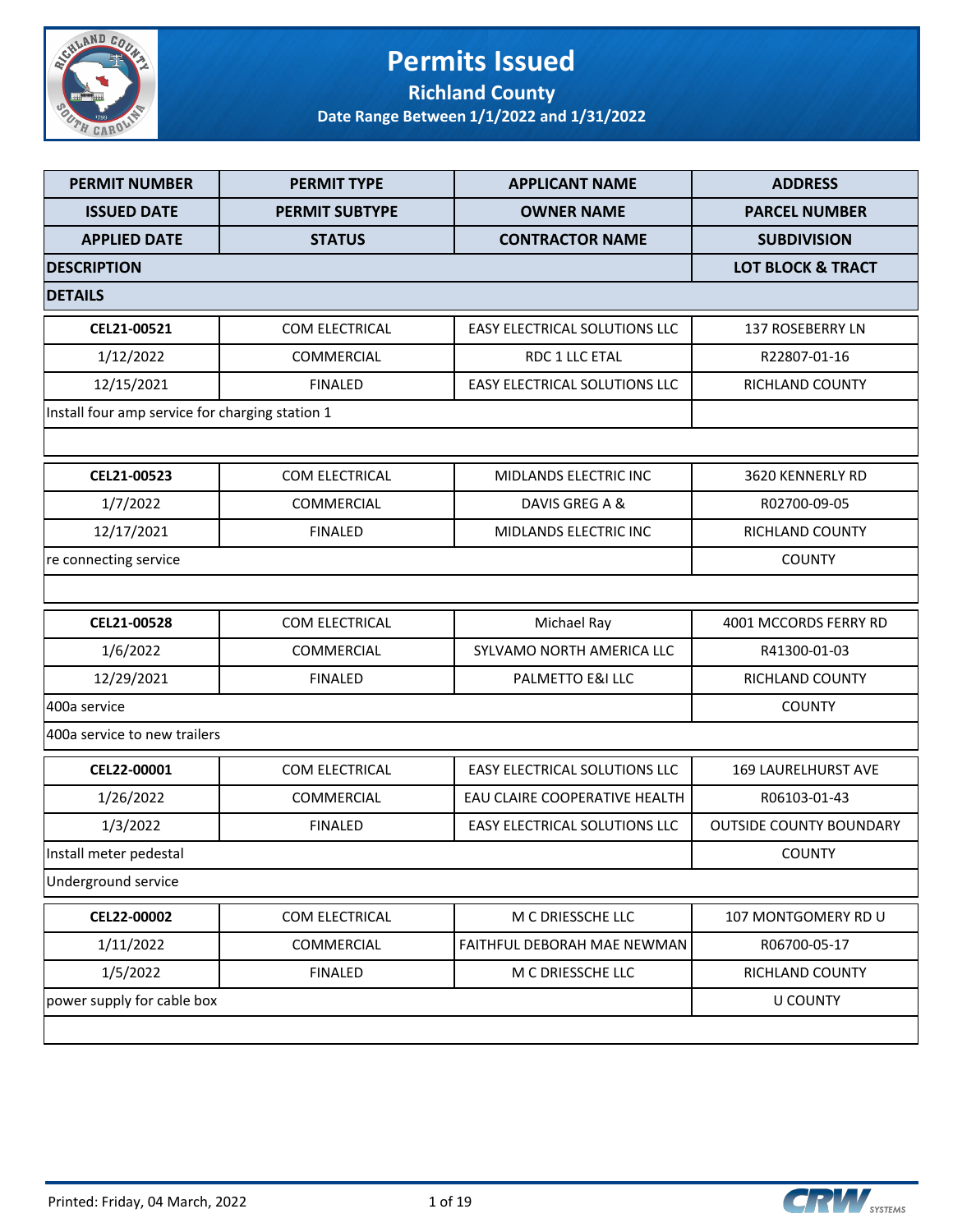# Permits Issued

## Richland County

### Date Range Between 1/1/2022 and 1/31/2022

| PERMIT NUMBER | PERMIT TYPE | APPLICANT NAME | ADDRESS |
|---|---|---|---|
| ISSUED DATE | PERMIT SUBTYPE | OWNER NAME | PARCEL NUMBER |
| APPLIED DATE | STATUS | CONTRACTOR NAME | SUBDIVISION |
| DESCRIPTION | | | LOT BLOCK & TRACT |
| DETAILS | | | |
| CEL21-00521 | COM ELECTRICAL | EASY ELECTRICAL SOLUTIONS LLC | 137 ROSEBERRY LN |
| 1/12/2022 | COMMERCIAL | RDC 1 LLC ETAL | R22807-01-16 |
| 12/15/2021 | FINALED | EASY ELECTRICAL SOLUTIONS LLC | RICHLAND COUNTY |
| Install four amp service for charging station 1 | | | |
| | | | |
| CEL21-00523 | COM ELECTRICAL | MIDLANDS ELECTRIC INC | 3620 KENNERLY RD |
| 1/7/2022 | COMMERCIAL | DAVIS GREG A & | R02700-09-05 |
| 12/17/2021 | FINALED | MIDLANDS ELECTRIC INC | RICHLAND COUNTY |
| re connecting service | | | COUNTY |
| | | | |
| CEL21-00528 | COM ELECTRICAL | Michael Ray | 4001 MCCORDS FERRY RD |
| 1/6/2022 | COMMERCIAL | SYLVAMO NORTH AMERICA LLC | R41300-01-03 |
| 12/29/2021 | FINALED | PALMETTO E&I LLC | RICHLAND COUNTY |
| 400a service | | | COUNTY |
| 400a service to new trailers | | | |
| CEL22-00001 | COM ELECTRICAL | EASY ELECTRICAL SOLUTIONS LLC | 169 LAURELHURST AVE |
| 1/26/2022 | COMMERCIAL | EAU CLAIRE COOPERATIVE HEALTH | R06103-01-43 |
| 1/3/2022 | FINALED | EASY ELECTRICAL SOLUTIONS LLC | OUTSIDE COUNTY BOUNDARY |
| Install meter pedestal | | | COUNTY |
| Underground service | | | |
| CEL22-00002 | COM ELECTRICAL | M C DRIESSCHE LLC | 107 MONTGOMERY RD U |
| 1/11/2022 | COMMERCIAL | FAITHFUL DEBORAH MAE NEWMAN | R06700-05-17 |
| 1/5/2022 | FINALED | M C DRIESSCHE LLC | RICHLAND COUNTY |
| power supply for cable box | | | U COUNTY |
| | | | |

Printed: Friday, 04 March, 2022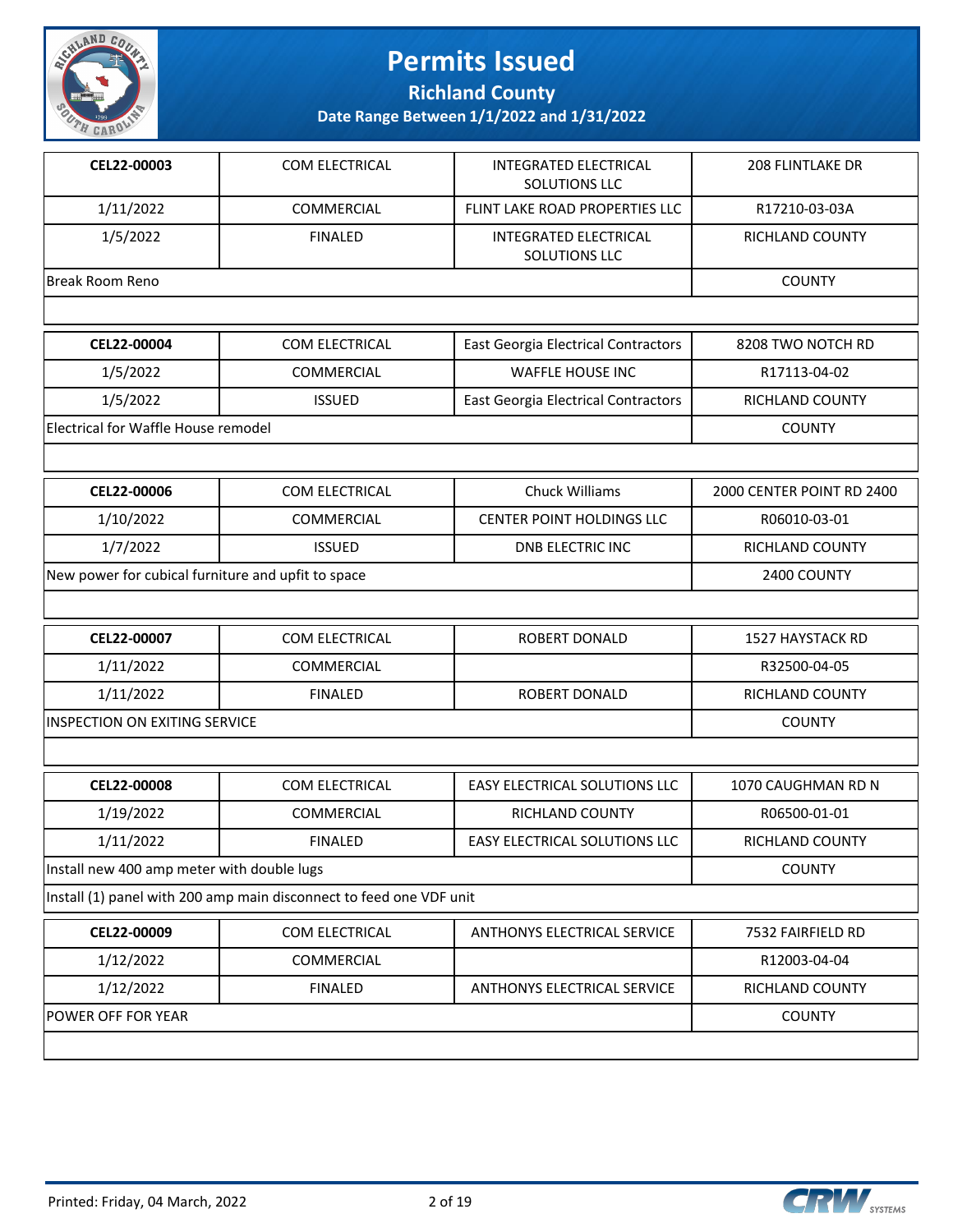# Permits Issued

## Richland County

### Date Range Between 1/1/2022 and 1/31/2022

| | | | |
|---|---|---|---|
| **CEL22-00003** | COM ELECTRICAL | INTEGRATED ELECTRICAL SOLUTIONS LLC | 208 FLINTLAKE DR |
| 1/11/2022 | COMMERCIAL | FLINT LAKE ROAD PROPERTIES LLC | R17210-03-03A |
| 1/5/2022 | FINALED | INTEGRATED ELECTRICAL SOLUTIONS LLC | RICHLAND COUNTY |
| Break Room Reno | | | COUNTY |

| | | | |
|---|---|---|---|
| **CEL22-00004** | COM ELECTRICAL | East Georgia Electrical Contractors | 8208 TWO NOTCH RD |
| 1/5/2022 | COMMERCIAL | WAFFLE HOUSE INC | R17113-04-02 |
| 1/5/2022 | ISSUED | East Georgia Electrical Contractors | RICHLAND COUNTY |
| Electrical for Waffle House remodel | | | COUNTY |

| | | | |
|---|---|---|---|
| **CEL22-00006** | COM ELECTRICAL | Chuck Williams | 2000 CENTER POINT RD 2400 |
| 1/10/2022 | COMMERCIAL | CENTER POINT HOLDINGS LLC | R06010-03-01 |
| 1/7/2022 | ISSUED | DNB ELECTRIC INC | RICHLAND COUNTY |
| New power for cubical furniture and upfit to space | | | 2400 COUNTY |

| | | | |
|---|---|---|---|
| **CEL22-00007** | COM ELECTRICAL | ROBERT DONALD | 1527 HAYSTACK RD |
| 1/11/2022 | COMMERCIAL | | R32500-04-05 |
| 1/11/2022 | FINALED | ROBERT DONALD | RICHLAND COUNTY |
| INSPECTION ON EXITING SERVICE | | | COUNTY |

| | | | |
|---|---|---|---|
| **CEL22-00008** | COM ELECTRICAL | EASY ELECTRICAL SOLUTIONS LLC | 1070 CAUGHMAN RD N |
| 1/19/2022 | COMMERCIAL | RICHLAND COUNTY | R06500-01-01 |
| 1/11/2022 | FINALED | EASY ELECTRICAL SOLUTIONS LLC | RICHLAND COUNTY |
| Install new 400 amp meter with double lugs | | | COUNTY |
| Install (1) panel with 200 amp main disconnect to feed one VDF unit | | | |

| | | | |
|---|---|---|---|
| **CEL22-00009** | COM ELECTRICAL | ANTHONYS ELECTRICAL SERVICE | 7532 FAIRFIELD RD |
| 1/12/2022 | COMMERCIAL | | R12003-04-04 |
| 1/12/2022 | FINALED | ANTHONYS ELECTRICAL SERVICE | RICHLAND COUNTY |
| POWER OFF FOR YEAR | | | COUNTY |

Printed: Friday, 04 March, 2022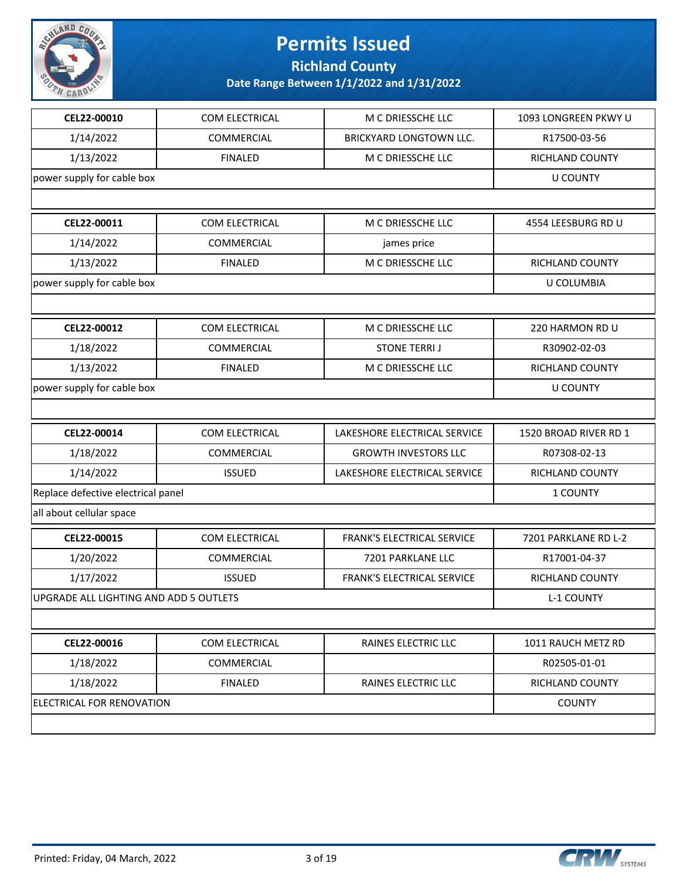# Permits Issued

## Richland County

### Date Range Between 1/1/2022 and 1/31/2022

| | | | |
|---|---|---|---|
| **CEL22-00010** | COM ELECTRICAL | M C DRIESSCHE LLC | 1093 LONGREEN PKWY U |
| 1/14/2022 | COMMERCIAL | BRICKYARD LONGTOWN LLC. | R17500-03-56 |
| 1/13/2022 | FINALED | M C DRIESSCHE LLC | RICHLAND COUNTY |
| power supply for cable box | | | U COUNTY |
| | | | |

| | | | |
|---|---|---|---|
| **CEL22-00011** | COM ELECTRICAL | M C DRIESSCHE LLC | 4554 LEESBURG RD U |
| 1/14/2022 | COMMERCIAL | james price | |
| 1/13/2022 | FINALED | M C DRIESSCHE LLC | RICHLAND COUNTY |
| power supply for cable box | | | U COLUMBIA |
| | | | |

| | | | |
|---|---|---|---|
| **CEL22-00012** | COM ELECTRICAL | M C DRIESSCHE LLC | 220 HARMON RD U |
| 1/18/2022 | COMMERCIAL | STONE TERRI J | R30902-02-03 |
| 1/13/2022 | FINALED | M C DRIESSCHE LLC | RICHLAND COUNTY |
| power supply for cable box | | | U COUNTY |
| | | | |

| | | | |
|---|---|---|---|
| **CEL22-00014** | COM ELECTRICAL | LAKESHORE ELECTRICAL SERVICE | 1520 BROAD RIVER RD 1 |
| 1/18/2022 | COMMERCIAL | GROWTH INVESTORS LLC | R07308-02-13 |
| 1/14/2022 | ISSUED | LAKESHORE ELECTRICAL SERVICE | RICHLAND COUNTY |
| Replace defective electrical panel | | | 1 COUNTY |
| all about cellular space | | | |

| | | | |
|---|---|---|---|
| **CEL22-00015** | COM ELECTRICAL | FRANK'S ELECTRICAL SERVICE | 7201 PARKLANE RD L-2 |
| 1/20/2022 | COMMERCIAL | 7201 PARKLANE LLC | R17001-04-37 |
| 1/17/2022 | ISSUED | FRANK'S ELECTRICAL SERVICE | RICHLAND COUNTY |
| UPGRADE ALL LIGHTING AND ADD 5 OUTLETS | | | L-1 COUNTY |
| | | | |

| | | | |
|---|---|---|---|
| **CEL22-00016** | COM ELECTRICAL | RAINES ELECTRIC LLC | 1011 RAUCH METZ RD |
| 1/18/2022 | COMMERCIAL | | R02505-01-01 |
| 1/18/2022 | FINALED | RAINES ELECTRIC LLC | RICHLAND COUNTY |
| ELECTRICAL FOR RENOVATION | | | COUNTY |
| | | | |

Printed: Friday, 04 March, 2022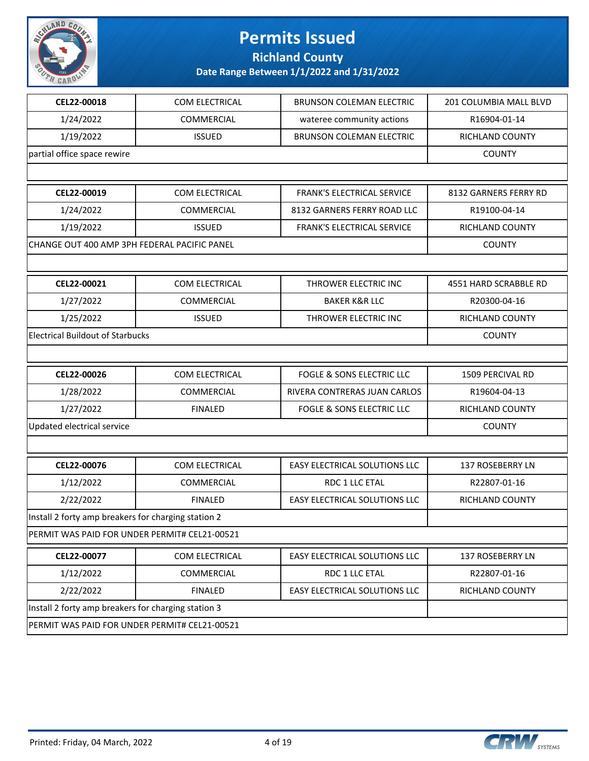# Permits Issued

## Richland County

### Date Range Between 1/1/2022 and 1/31/2022

| CEL22-00018 | COM ELECTRICAL | BRUNSON COLEMAN ELECTRIC | 201 COLUMBIA MALL BLVD |
|---|---|---|---|
| 1/24/2022 | COMMERCIAL | wateree community actions | R16904-01-14 |
| 1/19/2022 | ISSUED | BRUNSON COLEMAN ELECTRIC | RICHLAND COUNTY |
| partial office space rewire | | | COUNTY |

| CEL22-00019 | COM ELECTRICAL | FRANK'S ELECTRICAL SERVICE | 8132 GARNERS FERRY RD |
|---|---|---|---|
| 1/24/2022 | COMMERCIAL | 8132 GARNERS FERRY ROAD LLC | R19100-04-14 |
| 1/19/2022 | ISSUED | FRANK'S ELECTRICAL SERVICE | RICHLAND COUNTY |
| CHANGE OUT 400 AMP 3PH FEDERAL PACIFIC PANEL | | | COUNTY |

| CEL22-00021 | COM ELECTRICAL | THROWER ELECTRIC INC | 4551 HARD SCRABBLE RD |
|---|---|---|---|
| 1/27/2022 | COMMERCIAL | BAKER K&R LLC | R20300-04-16 |
| 1/25/2022 | ISSUED | THROWER ELECTRIC INC | RICHLAND COUNTY |
| Electrical Buildout of Starbucks | | | COUNTY |

| CEL22-00026 | COM ELECTRICAL | FOGLE & SONS ELECTRIC LLC | 1509 PERCIVAL RD |
|---|---|---|---|
| 1/28/2022 | COMMERCIAL | RIVERA CONTRERAS JUAN CARLOS | R19604-04-13 |
| 1/27/2022 | FINALED | FOGLE & SONS ELECTRIC LLC | RICHLAND COUNTY |
| Updated electrical service | | | COUNTY |

| CEL22-00076 | COM ELECTRICAL | EASY ELECTRICAL SOLUTIONS LLC | 137 ROSEBERRY LN |
|---|---|---|---|
| 1/12/2022 | COMMERCIAL | RDC 1 LLC ETAL | R22807-01-16 |
| 2/22/2022 | FINALED | EASY ELECTRICAL SOLUTIONS LLC | RICHLAND COUNTY |
| Install 2 forty amp breakers for charging station 2 | | | |
| PERMIT WAS PAID FOR UNDER PERMIT# CEL21-00521 | | | |

| CEL22-00077 | COM ELECTRICAL | EASY ELECTRICAL SOLUTIONS LLC | 137 ROSEBERRY LN |
|---|---|---|---|
| 1/12/2022 | COMMERCIAL | RDC 1 LLC ETAL | R22807-01-16 |
| 2/22/2022 | FINALED | EASY ELECTRICAL SOLUTIONS LLC | RICHLAND COUNTY |
| Install 2 forty amp breakers for charging station 3 | | | |
| PERMIT WAS PAID FOR UNDER PERMIT# CEL21-00521 | | | |

Printed: Friday, 04 March, 2022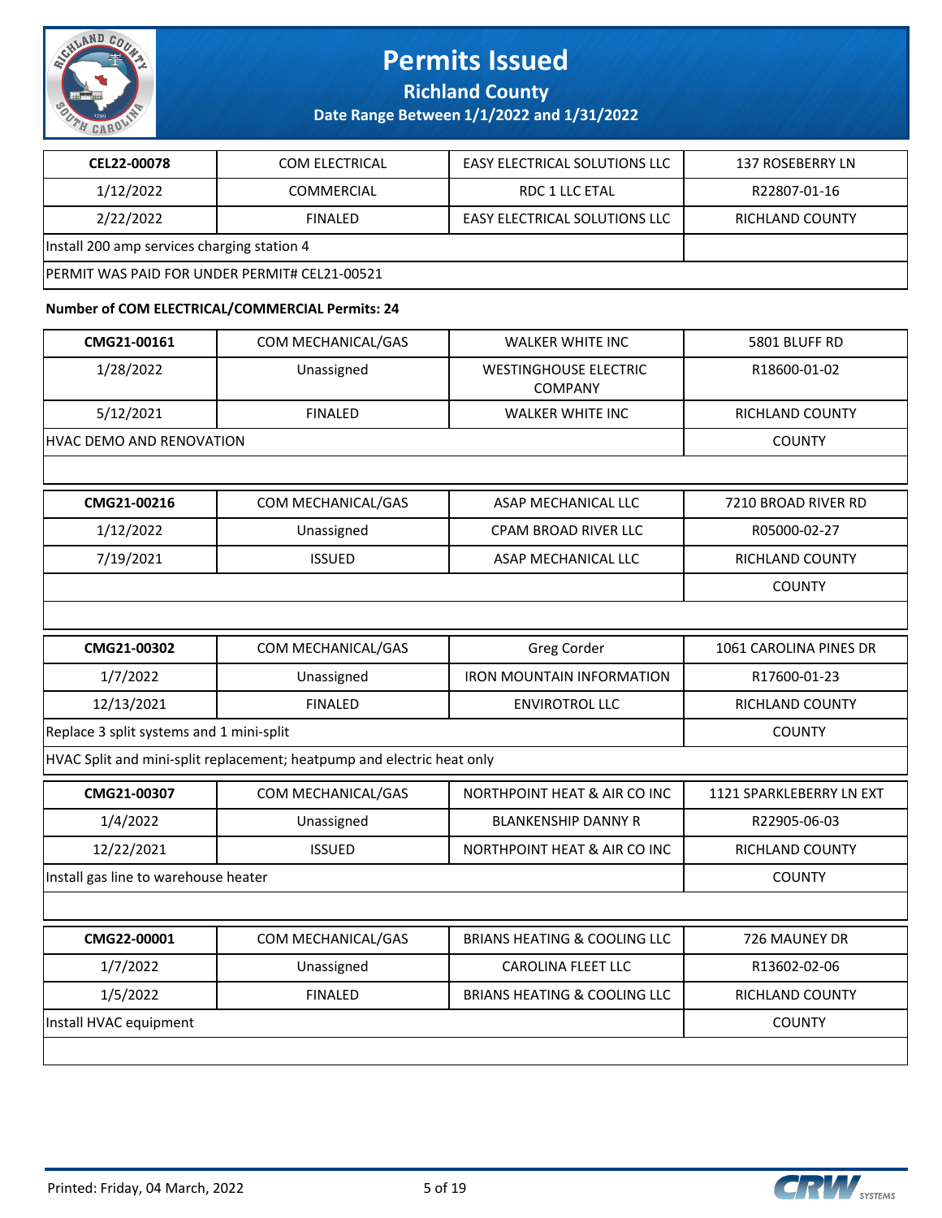| CEL22-00078 | COM ELECTRICAL | EASY ELECTRICAL SOLUTIONS LLC | 137 ROSEBERRY LN |
|---|---|---|---|
| 1/12/2022 | COMMERCIAL | RDC 1 LLC ETAL | R22807-01-16 |
| 2/22/2022 | FINALED | EASY ELECTRICAL SOLUTIONS LLC | RICHLAND COUNTY |
| Install 200 amp services charging station 4 | | | |
| PERMIT WAS PAID FOR UNDER PERMIT# CEL21-00521 | | | |

**Number of COM ELECTRICAL/COMMERCIAL Permits: 24**

| CMG21-00161 | COM MECHANICAL/GAS | WALKER WHITE INC | 5801 BLUFF RD |
|---|---|---|---|
| 1/28/2022 | Unassigned | WESTINGHOUSE ELECTRIC COMPANY | R18600-01-02 |
| 5/12/2021 | FINALED | WALKER WHITE INC | RICHLAND COUNTY |
| HVAC DEMO AND RENOVATION | | | COUNTY |
| | | | |

| CMG21-00216 | COM MECHANICAL/GAS | ASAP MECHANICAL LLC | 7210 BROAD RIVER RD |
|---|---|---|---|
| 1/12/2022 | Unassigned | CPAM BROAD RIVER LLC | R05000-02-27 |
| 7/19/2021 | ISSUED | ASAP MECHANICAL LLC | RICHLAND COUNTY |
| | | | COUNTY |
| | | | |

| CMG21-00302 | COM MECHANICAL/GAS | Greg Corder | 1061 CAROLINA PINES DR |
|---|---|---|---|
| 1/7/2022 | Unassigned | IRON MOUNTAIN INFORMATION | R17600-01-23 |
| 12/13/2021 | FINALED | ENVIROTROL LLC | RICHLAND COUNTY |
| Replace 3 split systems and 1 mini-split | | | COUNTY |
| HVAC Split and mini-split replacement; heatpump and electric heat only | | | |

| CMG21-00307 | COM MECHANICAL/GAS | NORTHPOINT HEAT & AIR CO INC | 1121 SPARKLEBERRY LN EXT |
|---|---|---|---|
| 1/4/2022 | Unassigned | BLANKENSHIP DANNY R | R22905-06-03 |
| 12/22/2021 | ISSUED | NORTHPOINT HEAT & AIR CO INC | RICHLAND COUNTY |
| Install gas line to warehouse heater | | | COUNTY |
| | | | |

| CMG22-00001 | COM MECHANICAL/GAS | BRIANS HEATING & COOLING LLC | 726 MAUNEY DR |
|---|---|---|---|
| 1/7/2022 | Unassigned | CAROLINA FLEET LLC | R13602-02-06 |
| 1/5/2022 | FINALED | BRIANS HEATING & COOLING LLC | RICHLAND COUNTY |
| Install HVAC equipment | | | COUNTY |
| | | | |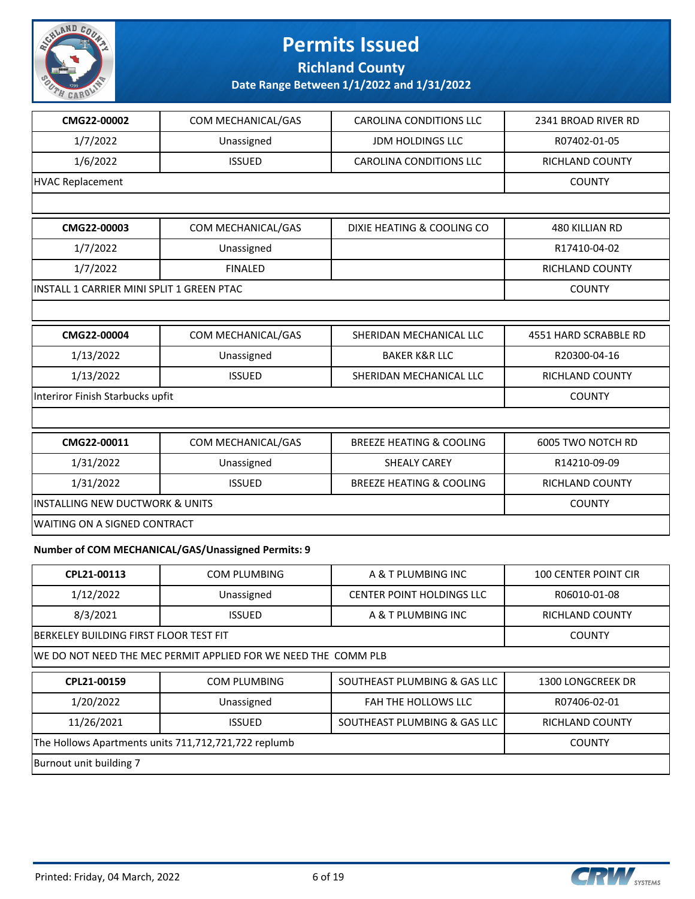# Permits Issued

**Richland County**

**Date Range Between 1/1/2022 and 1/31/2022**

| CMG22-00002 | COM MECHANICAL/GAS | CAROLINA CONDITIONS LLC | 2341 BROAD RIVER RD |
|---|---|---|---|
| 1/7/2022 | Unassigned | JDM HOLDINGS LLC | R07402-01-05 |
| 1/6/2022 | ISSUED | CAROLINA CONDITIONS LLC | RICHLAND COUNTY |
| HVAC Replacement | | | COUNTY |

| CMG22-00003 | COM MECHANICAL/GAS | DIXIE HEATING & COOLING CO | 480 KILLIAN RD |
|---|---|---|---|
| 1/7/2022 | Unassigned | | R17410-04-02 |
| 1/7/2022 | FINALED | | RICHLAND COUNTY |
| INSTALL 1 CARRIER MINI SPLIT 1 GREEN PTAC | | | COUNTY |

| CMG22-00004 | COM MECHANICAL/GAS | SHERIDAN MECHANICAL LLC | 4551 HARD SCRABBLE RD |
|---|---|---|---|
| 1/13/2022 | Unassigned | BAKER K&R LLC | R20300-04-16 |
| 1/13/2022 | ISSUED | SHERIDAN MECHANICAL LLC | RICHLAND COUNTY |
| Interiror Finish Starbucks upfit | | | COUNTY |

| CMG22-00011 | COM MECHANICAL/GAS | BREEZE HEATING & COOLING | 6005 TWO NOTCH RD |
|---|---|---|---|
| 1/31/2022 | Unassigned | SHEALY CAREY | R14210-09-09 |
| 1/31/2022 | ISSUED | BREEZE HEATING & COOLING | RICHLAND COUNTY |
| INSTALLING NEW DUCTWORK & UNITS | | | COUNTY |
| WAITING ON A SIGNED CONTRACT | | | |

**Number of COM MECHANICAL/GAS/Unassigned Permits: 9**

| CPL21-00113 | COM PLUMBING | A & T PLUMBING INC | 100 CENTER POINT CIR |
|---|---|---|---|
| 1/12/2022 | Unassigned | CENTER POINT HOLDINGS LLC | R06010-01-08 |
| 8/3/2021 | ISSUED | A & T PLUMBING INC | RICHLAND COUNTY |
| BERKELEY BUILDING FIRST FLOOR TEST FIT | | | COUNTY |
| WE DO NOT NEED THE MEC PERMIT APPLIED FOR WE NEED THE COMM PLB | | | |

| CPL21-00159 | COM PLUMBING | SOUTHEAST PLUMBING & GAS LLC | 1300 LONGCREEK DR |
|---|---|---|---|
| 1/20/2022 | Unassigned | FAH THE HOLLOWS LLC | R07406-02-01 |
| 11/26/2021 | ISSUED | SOUTHEAST PLUMBING & GAS LLC | RICHLAND COUNTY |
| The Hollows Apartments units 711,712,721,722 replumb | | | COUNTY |
| Burnout unit building 7 | | | |

Printed: Friday, 04 March, 2022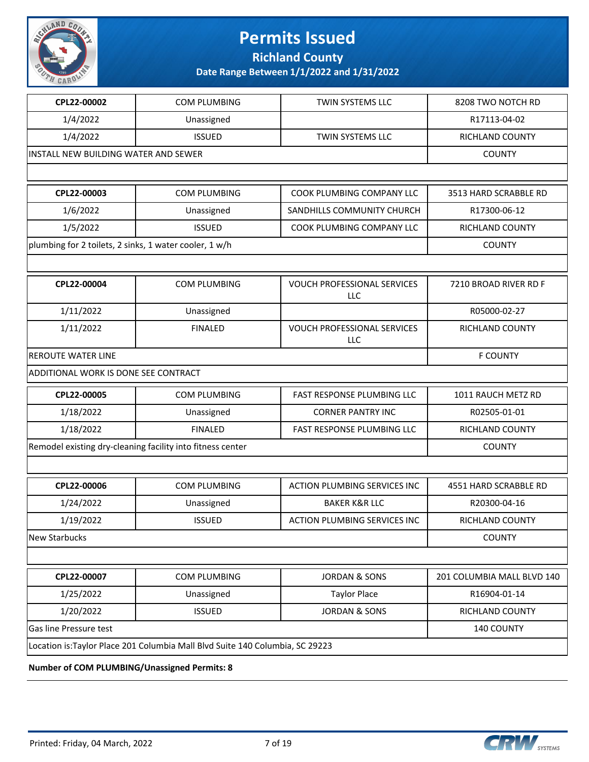# Permits Issued

**Richland County**

**Date Range Between 1/1/2022 and 1/31/2022**

| | | | |
|---|---|---|---|
| **CPL22-00002** | COM PLUMBING | TWIN SYSTEMS LLC | 8208 TWO NOTCH RD |
| 1/4/2022 | Unassigned | | R17113-04-02 |
| 1/4/2022 | ISSUED | TWIN SYSTEMS LLC | RICHLAND COUNTY |
| INSTALL NEW BUILDING WATER AND SEWER | | | COUNTY |
| | | | |

| | | | |
|---|---|---|---|
| **CPL22-00003** | COM PLUMBING | COOK PLUMBING COMPANY LLC | 3513 HARD SCRABBLE RD |
| 1/6/2022 | Unassigned | SANDHILLS COMMUNITY CHURCH | R17300-06-12 |
| 1/5/2022 | ISSUED | COOK PLUMBING COMPANY LLC | RICHLAND COUNTY |
| plumbing for 2 toilets, 2 sinks, 1 water cooler, 1 w/h | | | COUNTY |
| | | | |

| | | | |
|---|---|---|---|
| **CPL22-00004** | COM PLUMBING | VOUCH PROFESSIONAL SERVICES LLC | 7210 BROAD RIVER RD F |
| 1/11/2022 | Unassigned | | R05000-02-27 |
| 1/11/2022 | FINALED | VOUCH PROFESSIONAL SERVICES LLC | RICHLAND COUNTY |
| REROUTE WATER LINE | | | F COUNTY |
| ADDITIONAL WORK IS DONE SEE CONTRACT | | | |

| | | | |
|---|---|---|---|
| **CPL22-00005** | COM PLUMBING | FAST RESPONSE PLUMBING LLC | 1011 RAUCH METZ RD |
| 1/18/2022 | Unassigned | CORNER PANTRY INC | R02505-01-01 |
| 1/18/2022 | FINALED | FAST RESPONSE PLUMBING LLC | RICHLAND COUNTY |
| Remodel existing dry-cleaning facility into fitness center | | | COUNTY |
| | | | |

| | | | |
|---|---|---|---|
| **CPL22-00006** | COM PLUMBING | ACTION PLUMBING SERVICES INC | 4551 HARD SCRABBLE RD |
| 1/24/2022 | Unassigned | BAKER K&R LLC | R20300-04-16 |
| 1/19/2022 | ISSUED | ACTION PLUMBING SERVICES INC | RICHLAND COUNTY |
| New Starbucks | | | COUNTY |
| | | | |

| | | | |
|---|---|---|---|
| **CPL22-00007** | COM PLUMBING | JORDAN & SONS | 201 COLUMBIA MALL BLVD 140 |
| 1/25/2022 | Unassigned | Taylor Place | R16904-01-14 |
| 1/20/2022 | ISSUED | JORDAN & SONS | RICHLAND COUNTY |
| Gas line Pressure test | | | 140 COUNTY |
| Location is:Taylor Place 201 Columbia Mall Blvd Suite 140 Columbia, SC 29223 | | | |

**Number of COM PLUMBING/Unassigned Permits: 8**

Printed: Friday, 04 March, 2022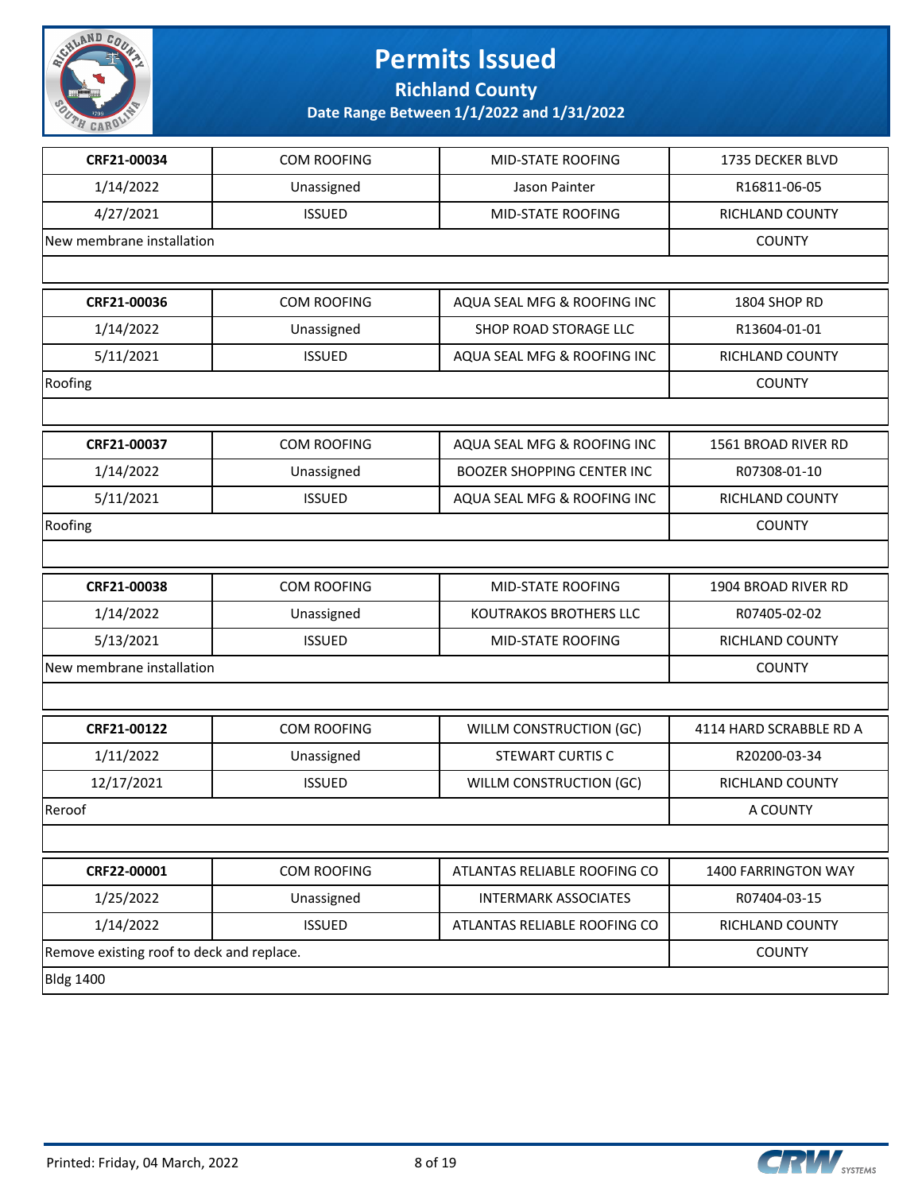# Permits Issued

## Richland County

### Date Range Between 1/1/2022 and 1/31/2022

| CRF21-00034 | COM ROOFING | MID-STATE ROOFING | 1735 DECKER BLVD |
|---|---|---|---|
| 1/14/2022 | Unassigned | Jason Painter | R16811-06-05 |
| 4/27/2021 | ISSUED | MID-STATE ROOFING | RICHLAND COUNTY |
| New membrane installation | | | COUNTY |

| CRF21-00036 | COM ROOFING | AQUA SEAL MFG & ROOFING INC | 1804 SHOP RD |
|---|---|---|---|
| 1/14/2022 | Unassigned | SHOP ROAD STORAGE LLC | R13604-01-01 |
| 5/11/2021 | ISSUED | AQUA SEAL MFG & ROOFING INC | RICHLAND COUNTY |
| Roofing | | | COUNTY |

| CRF21-00037 | COM ROOFING | AQUA SEAL MFG & ROOFING INC | 1561 BROAD RIVER RD |
|---|---|---|---|
| 1/14/2022 | Unassigned | BOOZER SHOPPING CENTER INC | R07308-01-10 |
| 5/11/2021 | ISSUED | AQUA SEAL MFG & ROOFING INC | RICHLAND COUNTY |
| Roofing | | | COUNTY |

| CRF21-00038 | COM ROOFING | MID-STATE ROOFING | 1904 BROAD RIVER RD |
|---|---|---|---|
| 1/14/2022 | Unassigned | KOUTRAKOS BROTHERS LLC | R07405-02-02 |
| 5/13/2021 | ISSUED | MID-STATE ROOFING | RICHLAND COUNTY |
| New membrane installation | | | COUNTY |

| CRF21-00122 | COM ROOFING | WILLM CONSTRUCTION (GC) | 4114 HARD SCRABBLE RD A |
|---|---|---|---|
| 1/11/2022 | Unassigned | STEWART CURTIS C | R20200-03-34 |
| 12/17/2021 | ISSUED | WILLM CONSTRUCTION (GC) | RICHLAND COUNTY |
| Reroof | | | A COUNTY |

| CRF22-00001 | COM ROOFING | ATLANTAS RELIABLE ROOFING CO | 1400 FARRINGTON WAY |
|---|---|---|---|
| 1/25/2022 | Unassigned | INTERMARK ASSOCIATES | R07404-03-15 |
| 1/14/2022 | ISSUED | ATLANTAS RELIABLE ROOFING CO | RICHLAND COUNTY |
| Remove existing roof to deck and replace. | | | COUNTY |
| Bldg 1400 | | | |

Printed: Friday, 04 March, 2022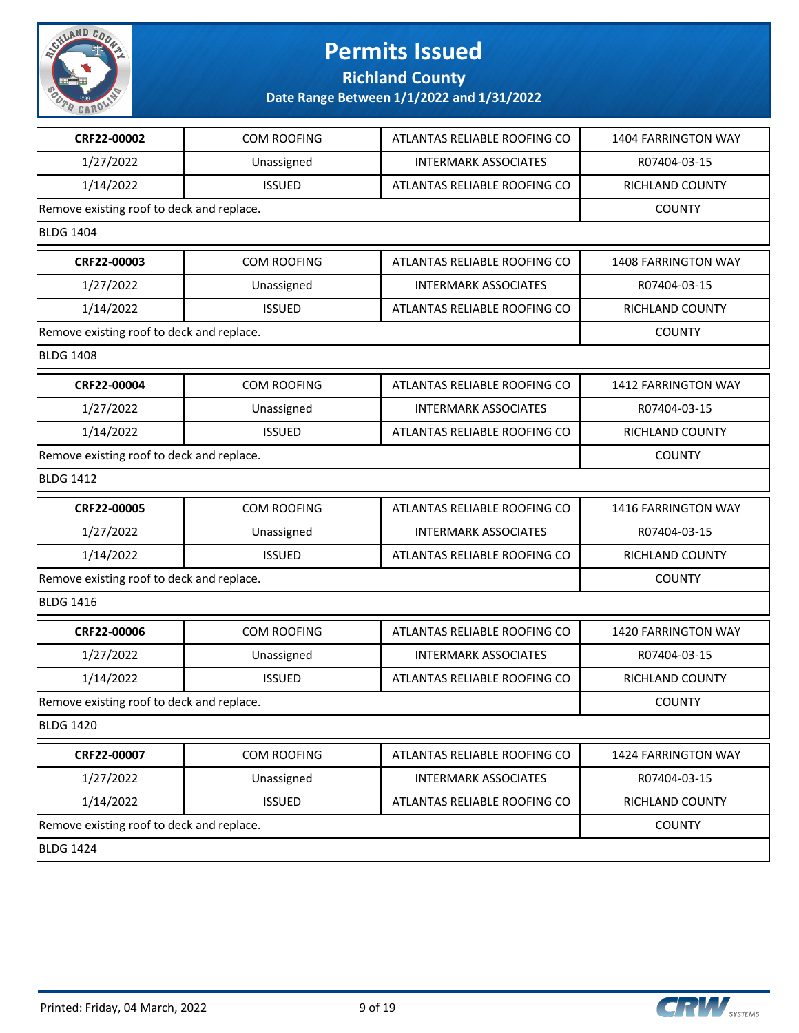# Permits Issued

## Richland County

### Date Range Between 1/1/2022 and 1/31/2022

| CRF22-00002 | COM ROOFING | ATLANTAS RELIABLE ROOFING CO | 1404 FARRINGTON WAY |
|---|---|---|---|
| 1/27/2022 | Unassigned | INTERMARK ASSOCIATES | R07404-03-15 |
| 1/14/2022 | ISSUED | ATLANTAS RELIABLE ROOFING CO | RICHLAND COUNTY |
| Remove existing roof to deck and replace. | | | COUNTY |
| BLDG 1404 | | | |

| CRF22-00003 | COM ROOFING | ATLANTAS RELIABLE ROOFING CO | 1408 FARRINGTON WAY |
|---|---|---|---|
| 1/27/2022 | Unassigned | INTERMARK ASSOCIATES | R07404-03-15 |
| 1/14/2022 | ISSUED | ATLANTAS RELIABLE ROOFING CO | RICHLAND COUNTY |
| Remove existing roof to deck and replace. | | | COUNTY |
| BLDG 1408 | | | |

| CRF22-00004 | COM ROOFING | ATLANTAS RELIABLE ROOFING CO | 1412 FARRINGTON WAY |
|---|---|---|---|
| 1/27/2022 | Unassigned | INTERMARK ASSOCIATES | R07404-03-15 |
| 1/14/2022 | ISSUED | ATLANTAS RELIABLE ROOFING CO | RICHLAND COUNTY |
| Remove existing roof to deck and replace. | | | COUNTY |
| BLDG 1412 | | | |

| CRF22-00005 | COM ROOFING | ATLANTAS RELIABLE ROOFING CO | 1416 FARRINGTON WAY |
|---|---|---|---|
| 1/27/2022 | Unassigned | INTERMARK ASSOCIATES | R07404-03-15 |
| 1/14/2022 | ISSUED | ATLANTAS RELIABLE ROOFING CO | RICHLAND COUNTY |
| Remove existing roof to deck and replace. | | | COUNTY |
| BLDG 1416 | | | |

| CRF22-00006 | COM ROOFING | ATLANTAS RELIABLE ROOFING CO | 1420 FARRINGTON WAY |
|---|---|---|---|
| 1/27/2022 | Unassigned | INTERMARK ASSOCIATES | R07404-03-15 |
| 1/14/2022 | ISSUED | ATLANTAS RELIABLE ROOFING CO | RICHLAND COUNTY |
| Remove existing roof to deck and replace. | | | COUNTY |
| BLDG 1420 | | | |

| CRF22-00007 | COM ROOFING | ATLANTAS RELIABLE ROOFING CO | 1424 FARRINGTON WAY |
|---|---|---|---|
| 1/27/2022 | Unassigned | INTERMARK ASSOCIATES | R07404-03-15 |
| 1/14/2022 | ISSUED | ATLANTAS RELIABLE ROOFING CO | RICHLAND COUNTY |
| Remove existing roof to deck and replace. | | | COUNTY |
| BLDG 1424 | | | |

Printed: Friday, 04 March, 2022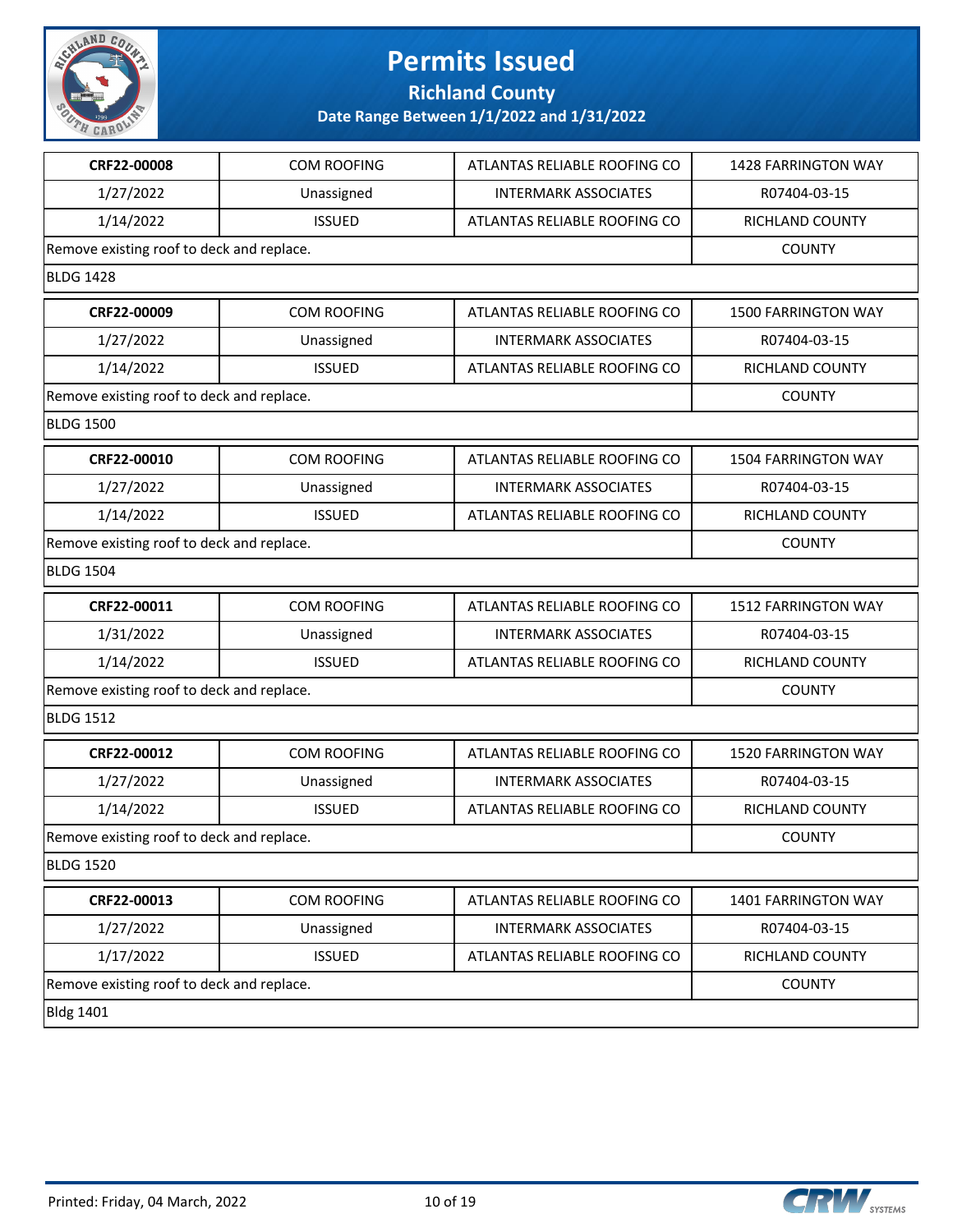| CRF22-00008 | COM ROOFING | ATLANTAS RELIABLE ROOFING CO | 1428 FARRINGTON WAY |
|---|---|---|---|
| 1/27/2022 | Unassigned | INTERMARK ASSOCIATES | R07404-03-15 |
| 1/14/2022 | ISSUED | ATLANTAS RELIABLE ROOFING CO | RICHLAND COUNTY |
| Remove existing roof to deck and replace. | | | COUNTY |
| BLDG 1428 | | | |

| CRF22-00009 | COM ROOFING | ATLANTAS RELIABLE ROOFING CO | 1500 FARRINGTON WAY |
|---|---|---|---|
| 1/27/2022 | Unassigned | INTERMARK ASSOCIATES | R07404-03-15 |
| 1/14/2022 | ISSUED | ATLANTAS RELIABLE ROOFING CO | RICHLAND COUNTY |
| Remove existing roof to deck and replace. | | | COUNTY |
| BLDG 1500 | | | |

| CRF22-00010 | COM ROOFING | ATLANTAS RELIABLE ROOFING CO | 1504 FARRINGTON WAY |
|---|---|---|---|
| 1/27/2022 | Unassigned | INTERMARK ASSOCIATES | R07404-03-15 |
| 1/14/2022 | ISSUED | ATLANTAS RELIABLE ROOFING CO | RICHLAND COUNTY |
| Remove existing roof to deck and replace. | | | COUNTY |
| BLDG 1504 | | | |

| CRF22-00011 | COM ROOFING | ATLANTAS RELIABLE ROOFING CO | 1512 FARRINGTON WAY |
|---|---|---|---|
| 1/31/2022 | Unassigned | INTERMARK ASSOCIATES | R07404-03-15 |
| 1/14/2022 | ISSUED | ATLANTAS RELIABLE ROOFING CO | RICHLAND COUNTY |
| Remove existing roof to deck and replace. | | | COUNTY |
| BLDG 1512 | | | |

| CRF22-00012 | COM ROOFING | ATLANTAS RELIABLE ROOFING CO | 1520 FARRINGTON WAY |
|---|---|---|---|
| 1/27/2022 | Unassigned | INTERMARK ASSOCIATES | R07404-03-15 |
| 1/14/2022 | ISSUED | ATLANTAS RELIABLE ROOFING CO | RICHLAND COUNTY |
| Remove existing roof to deck and replace. | | | COUNTY |
| BLDG 1520 | | | |

| CRF22-00013 | COM ROOFING | ATLANTAS RELIABLE ROOFING CO | 1401 FARRINGTON WAY |
|---|---|---|---|
| 1/27/2022 | Unassigned | INTERMARK ASSOCIATES | R07404-03-15 |
| 1/17/2022 | ISSUED | ATLANTAS RELIABLE ROOFING CO | RICHLAND COUNTY |
| Remove existing roof to deck and replace. | | | COUNTY |
| Bldg 1401 | | | |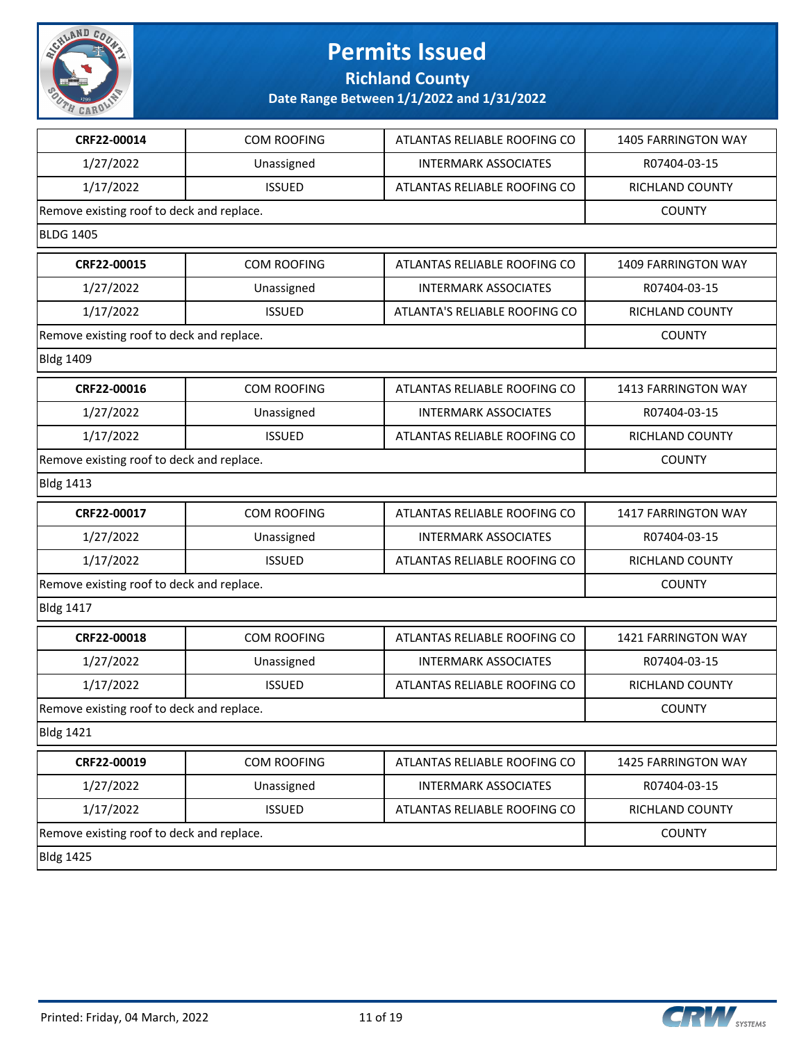# Permits Issued

## Richland County

### Date Range Between 1/1/2022 and 1/31/2022

| CRF22-00014 | COM ROOFING | ATLANTAS RELIABLE ROOFING CO | 1405 FARRINGTON WAY |
|---|---|---|---|
| 1/27/2022 | Unassigned | INTERMARK ASSOCIATES | R07404-03-15 |
| 1/17/2022 | ISSUED | ATLANTAS RELIABLE ROOFING CO | RICHLAND COUNTY |
| Remove existing roof to deck and replace. | | | COUNTY |
| BLDG 1405 | | | |

| CRF22-00015 | COM ROOFING | ATLANTAS RELIABLE ROOFING CO | 1409 FARRINGTON WAY |
|---|---|---|---|
| 1/27/2022 | Unassigned | INTERMARK ASSOCIATES | R07404-03-15 |
| 1/17/2022 | ISSUED | ATLANTA'S RELIABLE ROOFING CO | RICHLAND COUNTY |
| Remove existing roof to deck and replace. | | | COUNTY |
| Bldg 1409 | | | |

| CRF22-00016 | COM ROOFING | ATLANTAS RELIABLE ROOFING CO | 1413 FARRINGTON WAY |
|---|---|---|---|
| 1/27/2022 | Unassigned | INTERMARK ASSOCIATES | R07404-03-15 |
| 1/17/2022 | ISSUED | ATLANTAS RELIABLE ROOFING CO | RICHLAND COUNTY |
| Remove existing roof to deck and replace. | | | COUNTY |
| Bldg 1413 | | | |

| CRF22-00017 | COM ROOFING | ATLANTAS RELIABLE ROOFING CO | 1417 FARRINGTON WAY |
|---|---|---|---|
| 1/27/2022 | Unassigned | INTERMARK ASSOCIATES | R07404-03-15 |
| 1/17/2022 | ISSUED | ATLANTAS RELIABLE ROOFING CO | RICHLAND COUNTY |
| Remove existing roof to deck and replace. | | | COUNTY |
| Bldg 1417 | | | |

| CRF22-00018 | COM ROOFING | ATLANTAS RELIABLE ROOFING CO | 1421 FARRINGTON WAY |
|---|---|---|---|
| 1/27/2022 | Unassigned | INTERMARK ASSOCIATES | R07404-03-15 |
| 1/17/2022 | ISSUED | ATLANTAS RELIABLE ROOFING CO | RICHLAND COUNTY |
| Remove existing roof to deck and replace. | | | COUNTY |
| Bldg 1421 | | | |

| CRF22-00019 | COM ROOFING | ATLANTAS RELIABLE ROOFING CO | 1425 FARRINGTON WAY |
|---|---|---|---|
| 1/27/2022 | Unassigned | INTERMARK ASSOCIATES | R07404-03-15 |
| 1/17/2022 | ISSUED | ATLANTAS RELIABLE ROOFING CO | RICHLAND COUNTY |
| Remove existing roof to deck and replace. | | | COUNTY |
| Bldg 1425 | | | |

Printed: Friday, 04 March, 2022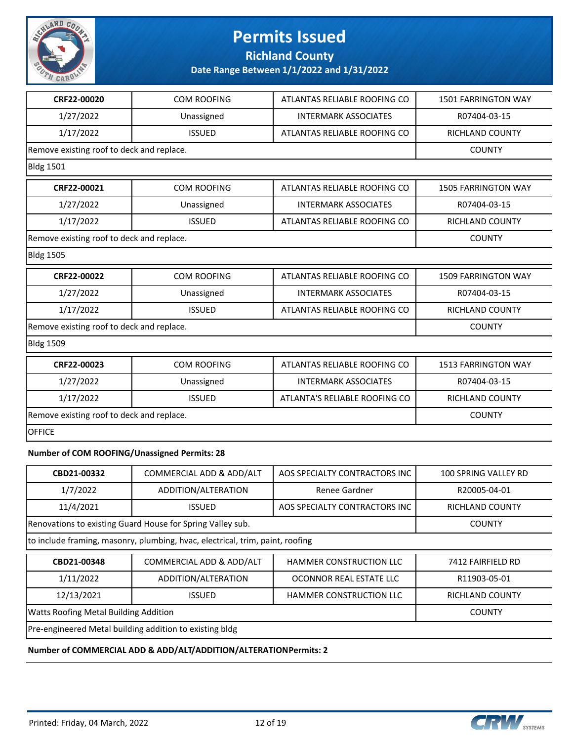| | | | |
|---|---|---|---|
| CRF22-00020 | COM ROOFING | ATLANTAS RELIABLE ROOFING CO | 1501 FARRINGTON WAY |
| 1/27/2022 | Unassigned | INTERMARK ASSOCIATES | R07404-03-15 |
| 1/17/2022 | ISSUED | ATLANTAS RELIABLE ROOFING CO | RICHLAND COUNTY |
| Remove existing roof to deck and replace. | | | COUNTY |
| Bldg 1501 | | | |

| | | | |
|---|---|---|---|
| CRF22-00021 | COM ROOFING | ATLANTAS RELIABLE ROOFING CO | 1505 FARRINGTON WAY |
| 1/27/2022 | Unassigned | INTERMARK ASSOCIATES | R07404-03-15 |
| 1/17/2022 | ISSUED | ATLANTAS RELIABLE ROOFING CO | RICHLAND COUNTY |
| Remove existing roof to deck and replace. | | | COUNTY |
| Bldg 1505 | | | |

| | | | |
|---|---|---|---|
| CRF22-00022 | COM ROOFING | ATLANTAS RELIABLE ROOFING CO | 1509 FARRINGTON WAY |
| 1/27/2022 | Unassigned | INTERMARK ASSOCIATES | R07404-03-15 |
| 1/17/2022 | ISSUED | ATLANTAS RELIABLE ROOFING CO | RICHLAND COUNTY |
| Remove existing roof to deck and replace. | | | COUNTY |
| Bldg 1509 | | | |

| | | | |
|---|---|---|---|
| CRF22-00023 | COM ROOFING | ATLANTAS RELIABLE ROOFING CO | 1513 FARRINGTON WAY |
| 1/27/2022 | Unassigned | INTERMARK ASSOCIATES | R07404-03-15 |
| 1/17/2022 | ISSUED | ATLANTA'S RELIABLE ROOFING CO | RICHLAND COUNTY |
| Remove existing roof to deck and replace. | | | COUNTY |
| OFFICE | | | |

**Number of COM ROOFING/Unassigned Permits: 28**

| | | | |
|---|---|---|---|
| CBD21-00332 | COMMERCIAL ADD & ADD/ALT | AOS SPECIALTY CONTRACTORS INC | 100 SPRING VALLEY RD |
| 1/7/2022 | ADDITION/ALTERATION | Renee Gardner | R20005-04-01 |
| 11/4/2021 | ISSUED | AOS SPECIALTY CONTRACTORS INC | RICHLAND COUNTY |
| Renovations to existing Guard House for Spring Valley sub. | | | COUNTY |
| to include framing, masonry, plumbing, hvac, electrical, trim, paint, roofing | | | |

| | | | |
|---|---|---|---|
| CBD21-00348 | COMMERCIAL ADD & ADD/ALT | HAMMER CONSTRUCTION LLC | 7412 FAIRFIELD RD |
| 1/11/2022 | ADDITION/ALTERATION | OCONNOR REAL ESTATE LLC | R11903-05-01 |
| 12/13/2021 | ISSUED | HAMMER CONSTRUCTION LLC | RICHLAND COUNTY |
| Watts Roofing Metal Building Addition | | | COUNTY |
| Pre-engineered Metal building addition to existing bldg | | | |

**Number of COMMERCIAL ADD & ADD/ALT/ADDITION/ALTERATIONPermits: 2**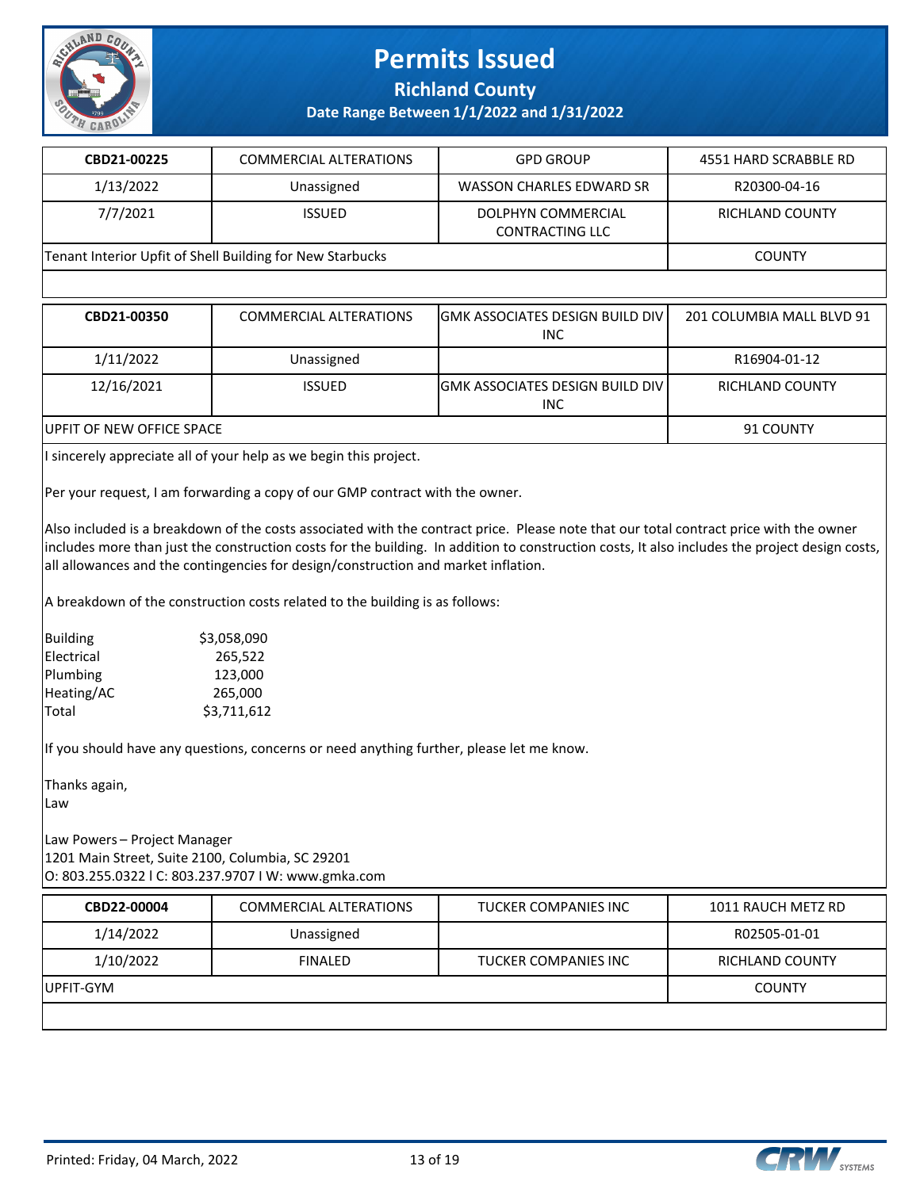# Permits Issued

## Richland County

### Date Range Between 1/1/2022 and 1/31/2022

| CBD21-00225 | COMMERCIAL ALTERATIONS | GPD GROUP | 4551 HARD SCRABBLE RD |
|---|---|---|---|
| 1/13/2022 | Unassigned | WASSON CHARLES EDWARD SR | R20300-04-16 |
| 7/7/2021 | ISSUED | DOLPHYN COMMERCIAL CONTRACTING LLC | RICHLAND COUNTY |
| Tenant Interior Upfit of Shell Building for New Starbucks | | | COUNTY |

| CBD21-00350 | COMMERCIAL ALTERATIONS | GMK ASSOCIATES DESIGN BUILD DIV INC | 201 COLUMBIA MALL BLVD 91 |
|---|---|---|---|
| 1/11/2022 | Unassigned | | R16904-01-12 |
| 12/16/2021 | ISSUED | GMK ASSOCIATES DESIGN BUILD DIV INC | RICHLAND COUNTY |
| UPFIT OF NEW OFFICE SPACE | | | 91 COUNTY |

I sincerely appreciate all of your help as we begin this project.

Per your request, I am forwarding a copy of our GMP contract with the owner.

Also included is a breakdown of the costs associated with the contract price. Please note that our total contract price with the owner includes more than just the construction costs for the building. In addition to construction costs, It also includes the project design costs, all allowances and the contingencies for design/construction and market inflation.

A breakdown of the construction costs related to the building is as follows:

| | |
|---|---|
| Building | $3,058,090 |
| Electrical | 265,522 |
| Plumbing | 123,000 |
| Heating/AC | 265,000 |
| Total | $3,711,612 |

If you should have any questions, concerns or need anything further, please let me know.

Thanks again,
Law

Law Powers – Project Manager
1201 Main Street, Suite 2100, Columbia, SC 29201
O: 803.255.0322 l C: 803.237.9707 I W: www.gmka.com

| CBD22-00004 | COMMERCIAL ALTERATIONS | TUCKER COMPANIES INC | 1011 RAUCH METZ RD |
|---|---|---|---|
| 1/14/2022 | Unassigned | | R02505-01-01 |
| 1/10/2022 | FINALED | TUCKER COMPANIES INC | RICHLAND COUNTY |
| UPFIT-GYM | | | COUNTY |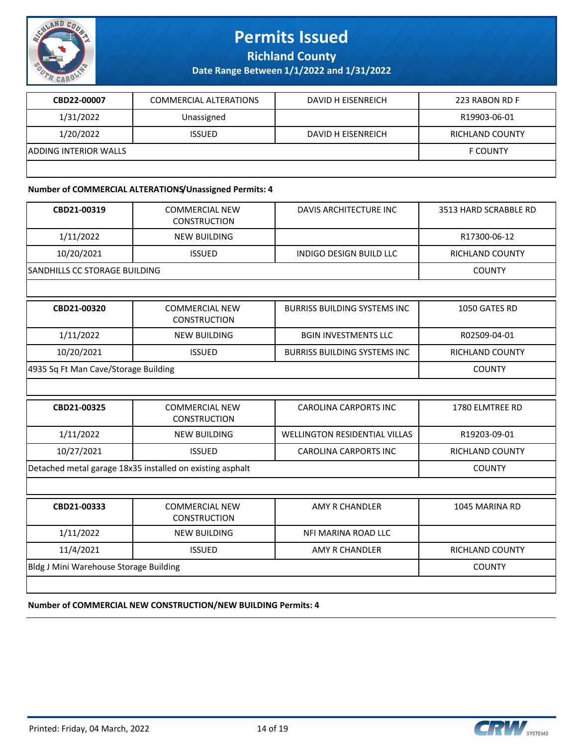# Permits Issued

## Richland County

### Date Range Between 1/1/2022 and 1/31/2022

| CBD22-00007 | COMMERCIAL ALTERATIONS | DAVID H EISENREICH | 223 RABON RD F |
|---|---|---|---|
| 1/31/2022 | Unassigned | | R19903-06-01 |
| 1/20/2022 | ISSUED | DAVID H EISENREICH | RICHLAND COUNTY |
| ADDING INTERIOR WALLS | | | F COUNTY |

**Number of COMMERCIAL ALTERATIONS/Unassigned Permits: 4**

| CBD21-00319 | COMMERCIAL NEW CONSTRUCTION | DAVIS ARCHITECTURE INC | 3513 HARD SCRABBLE RD |
|---|---|---|---|
| 1/11/2022 | NEW BUILDING | | R17300-06-12 |
| 10/20/2021 | ISSUED | INDIGO DESIGN BUILD LLC | RICHLAND COUNTY |
| SANDHILLS CC STORAGE BUILDING | | | COUNTY |

| CBD21-00320 | COMMERCIAL NEW CONSTRUCTION | BURRISS BUILDING SYSTEMS INC | 1050 GATES RD |
|---|---|---|---|
| 1/11/2022 | NEW BUILDING | BGIN INVESTMENTS LLC | R02509-04-01 |
| 10/20/2021 | ISSUED | BURRISS BUILDING SYSTEMS INC | RICHLAND COUNTY |
| 4935 Sq Ft Man Cave/Storage Building | | | COUNTY |

| CBD21-00325 | COMMERCIAL NEW CONSTRUCTION | CAROLINA CARPORTS INC | 1780 ELMTREE RD |
|---|---|---|---|
| 1/11/2022 | NEW BUILDING | WELLINGTON RESIDENTIAL VILLAS | R19203-09-01 |
| 10/27/2021 | ISSUED | CAROLINA CARPORTS INC | RICHLAND COUNTY |
| Detached metal garage 18x35 installed on existing asphalt | | | COUNTY |

| CBD21-00333 | COMMERCIAL NEW CONSTRUCTION | AMY R CHANDLER | 1045 MARINA RD |
|---|---|---|---|
| 1/11/2022 | NEW BUILDING | NFI MARINA ROAD LLC | |
| 11/4/2021 | ISSUED | AMY R CHANDLER | RICHLAND COUNTY |
| Bldg J Mini Warehouse Storage Building | | | COUNTY |

**Number of COMMERCIAL NEW CONSTRUCTION/NEW BUILDING Permits: 4**

Printed: Friday, 04 March, 2022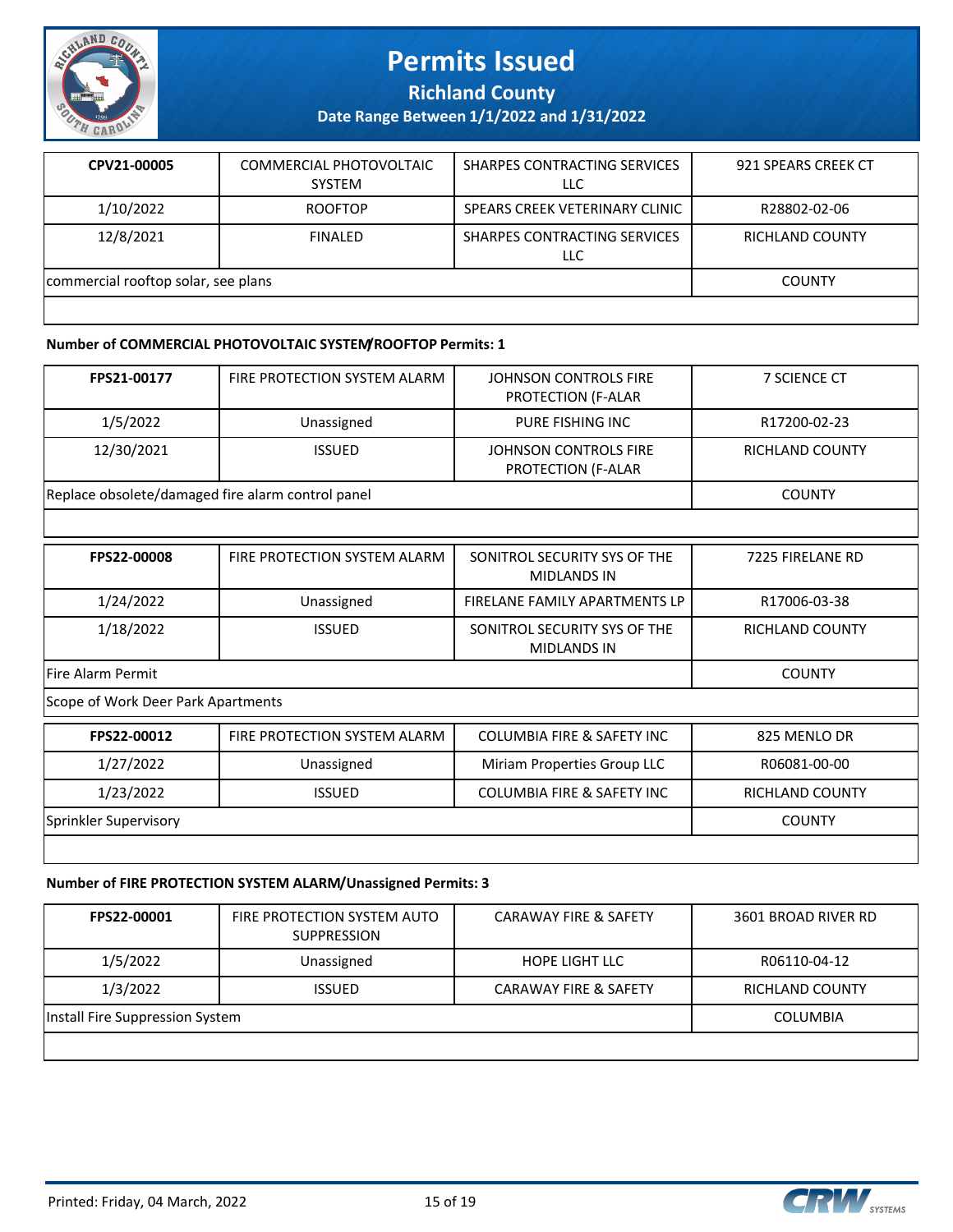# Permits Issued

## Richland County

### Date Range Between 1/1/2022 and 1/31/2022

| CPV21-00005 | COMMERCIAL PHOTOVOLTAIC SYSTEM | SHARPES CONTRACTING SERVICES LLC | 921 SPEARS CREEK CT |
|---|---|---|---|
| 1/10/2022 | ROOFTOP | SPEARS CREEK VETERINARY CLINIC | R28802-02-06 |
| 12/8/2021 | FINALED | SHARPES CONTRACTING SERVICES LLC | RICHLAND COUNTY |
| commercial rooftop solar, see plans | | | COUNTY |

**Number of COMMERCIAL PHOTOVOLTAIC SYSTEM/ROOFTOP Permits: 1**

| FPS21-00177 | FIRE PROTECTION SYSTEM ALARM | JOHNSON CONTROLS FIRE PROTECTION (F-ALAR | 7 SCIENCE CT |
|---|---|---|---|
| 1/5/2022 | Unassigned | PURE FISHING INC | R17200-02-23 |
| 12/30/2021 | ISSUED | JOHNSON CONTROLS FIRE PROTECTION (F-ALAR | RICHLAND COUNTY |
| Replace obsolete/damaged fire alarm control panel | | | COUNTY |

| FPS22-00008 | FIRE PROTECTION SYSTEM ALARM | SONITROL SECURITY SYS OF THE MIDLANDS IN | 7225 FIRELANE RD |
|---|---|---|---|
| 1/24/2022 | Unassigned | FIRELANE FAMILY APARTMENTS LP | R17006-03-38 |
| 1/18/2022 | ISSUED | SONITROL SECURITY SYS OF THE MIDLANDS IN | RICHLAND COUNTY |
| Fire Alarm Permit | | | COUNTY |
| Scope of Work Deer Park Apartments | | | |

| FPS22-00012 | FIRE PROTECTION SYSTEM ALARM | COLUMBIA FIRE & SAFETY INC | 825 MENLO DR |
|---|---|---|---|
| 1/27/2022 | Unassigned | Miriam Properties Group LLC | R06081-00-00 |
| 1/23/2022 | ISSUED | COLUMBIA FIRE & SAFETY INC | RICHLAND COUNTY |
| Sprinkler Supervisory | | | COUNTY |

**Number of FIRE PROTECTION SYSTEM ALARM/Unassigned Permits: 3**

| FPS22-00001 | FIRE PROTECTION SYSTEM AUTO SUPPRESSION | CARAWAY FIRE & SAFETY | 3601 BROAD RIVER RD |
|---|---|---|---|
| 1/5/2022 | Unassigned | HOPE LIGHT LLC | R06110-04-12 |
| 1/3/2022 | ISSUED | CARAWAY FIRE & SAFETY | RICHLAND COUNTY |
| Install Fire Suppression System | | | COLUMBIA |

Printed: Friday, 04 March, 2022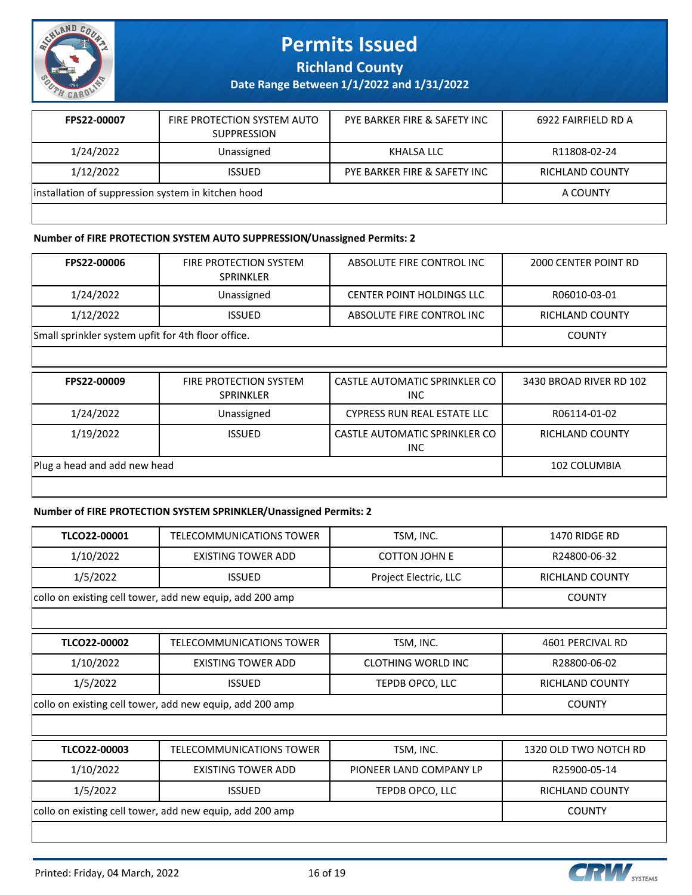# Permits Issued

**Richland County**

**Date Range Between 1/1/2022 and 1/31/2022**

| **FPS22-00007** | FIRE PROTECTION SYSTEM AUTO SUPPRESSION | PYE BARKER FIRE & SAFETY INC | 6922 FAIRFIELD RD A |
|---|---|---|---|
| 1/24/2022 | Unassigned | KHALSA LLC | R11808-02-24 |
| 1/12/2022 | ISSUED | PYE BARKER FIRE & SAFETY INC | RICHLAND COUNTY |
| installation of suppression system in kitchen hood | | | A COUNTY |

**Number of FIRE PROTECTION SYSTEM AUTO SUPPRESSION/Unassigned Permits: 2**

| **FPS22-00006** | FIRE PROTECTION SYSTEM SPRINKLER | ABSOLUTE FIRE CONTROL INC | 2000 CENTER POINT RD |
|---|---|---|---|
| 1/24/2022 | Unassigned | CENTER POINT HOLDINGS LLC | R06010-03-01 |
| 1/12/2022 | ISSUED | ABSOLUTE FIRE CONTROL INC | RICHLAND COUNTY |
| Small sprinkler system upfit for 4th floor office. | | | COUNTY |

| **FPS22-00009** | FIRE PROTECTION SYSTEM SPRINKLER | CASTLE AUTOMATIC SPRINKLER CO INC | 3430 BROAD RIVER RD 102 |
|---|---|---|---|
| 1/24/2022 | Unassigned | CYPRESS RUN REAL ESTATE LLC | R06114-01-02 |
| 1/19/2022 | ISSUED | CASTLE AUTOMATIC SPRINKLER CO INC | RICHLAND COUNTY |
| Plug a head and add new head | | | 102 COLUMBIA |

**Number of FIRE PROTECTION SYSTEM SPRINKLER/Unassigned Permits: 2**

| **TLCO22-00001** | TELECOMMUNICATIONS TOWER | TSM, INC. | 1470 RIDGE RD |
|---|---|---|---|
| 1/10/2022 | EXISTING TOWER ADD | COTTON JOHN E | R24800-06-32 |
| 1/5/2022 | ISSUED | Project Electric, LLC | RICHLAND COUNTY |
| collo on existing cell tower, add new equip, add 200 amp | | | COUNTY |

| **TLCO22-00002** | TELECOMMUNICATIONS TOWER | TSM, INC. | 4601 PERCIVAL RD |
|---|---|---|---|
| 1/10/2022 | EXISTING TOWER ADD | CLOTHING WORLD INC | R28800-06-02 |
| 1/5/2022 | ISSUED | TEPDB OPCO, LLC | RICHLAND COUNTY |
| collo on existing cell tower, add new equip, add 200 amp | | | COUNTY |

| **TLCO22-00003** | TELECOMMUNICATIONS TOWER | TSM, INC. | 1320 OLD TWO NOTCH RD |
|---|---|---|---|
| 1/10/2022 | EXISTING TOWER ADD | PIONEER LAND COMPANY LP | R25900-05-14 |
| 1/5/2022 | ISSUED | TEPDB OPCO, LLC | RICHLAND COUNTY |
| collo on existing cell tower, add new equip, add 200 amp | | | COUNTY |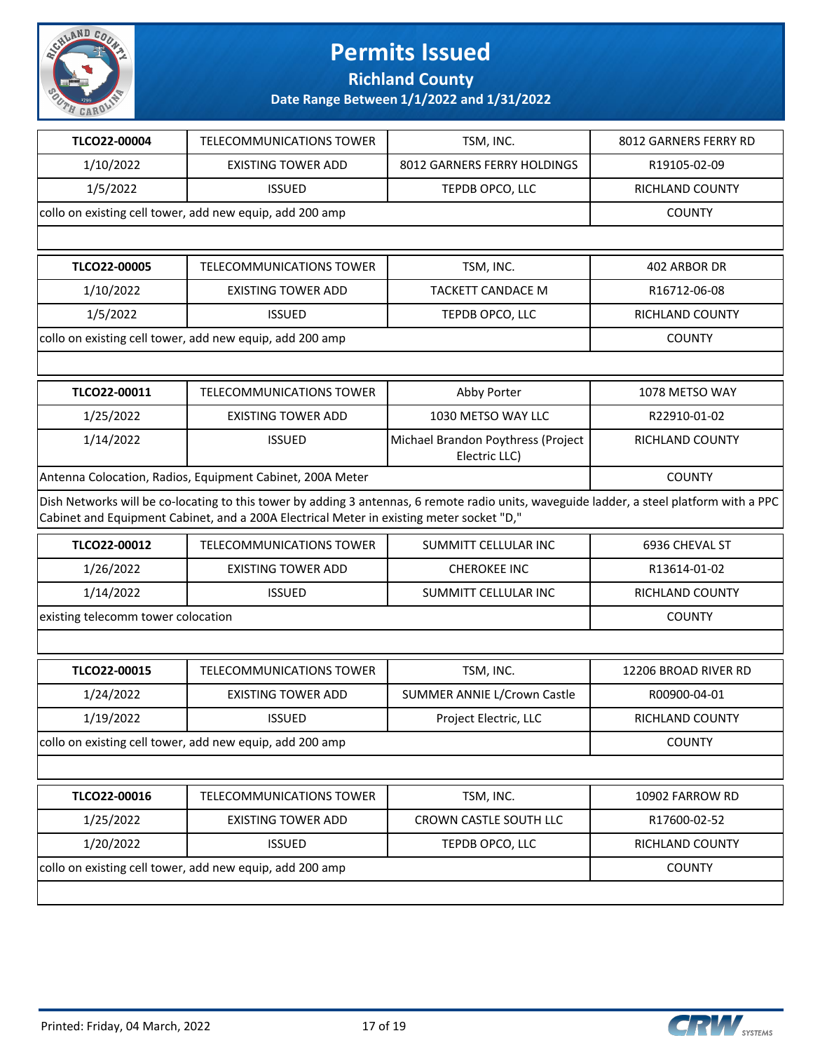# Permits Issued

## Richland County

### Date Range Between 1/1/2022 and 1/31/2022

| | | | |
|---|---|---|---|
| **TLCO22-00004** | TELECOMMUNICATIONS TOWER | TSM, INC. | 8012 GARNERS FERRY RD |
| 1/10/2022 | EXISTING TOWER ADD | 8012 GARNERS FERRY HOLDINGS | R19105-02-09 |
| 1/5/2022 | ISSUED | TEPDB OPCO, LLC | RICHLAND COUNTY |
| collo on existing cell tower, add new equip, add 200 amp | | | COUNTY |

| | | | |
|---|---|---|---|
| **TLCO22-00005** | TELECOMMUNICATIONS TOWER | TSM, INC. | 402 ARBOR DR |
| 1/10/2022 | EXISTING TOWER ADD | TACKETT CANDACE M | R16712-06-08 |
| 1/5/2022 | ISSUED | TEPDB OPCO, LLC | RICHLAND COUNTY |
| collo on existing cell tower, add new equip, add 200 amp | | | COUNTY |

| | | | |
|---|---|---|---|
| **TLCO22-00011** | TELECOMMUNICATIONS TOWER | Abby Porter | 1078 METSO WAY |
| 1/25/2022 | EXISTING TOWER ADD | 1030 METSO WAY LLC | R22910-01-02 |
| 1/14/2022 | ISSUED | Michael Brandon Poythress (Project Electric LLC) | RICHLAND COUNTY |
| Antenna Colocation, Radios, Equipment Cabinet, 200A Meter | | | COUNTY |

Dish Networks will be co-locating to this tower by adding 3 antennas, 6 remote radio units, waveguide ladder, a steel platform with a PPC Cabinet and Equipment Cabinet, and a 200A Electrical Meter in existing meter socket "D,"

| | | | |
|---|---|---|---|
| **TLCO22-00012** | TELECOMMUNICATIONS TOWER | SUMMITT CELLULAR INC | 6936 CHEVAL ST |
| 1/26/2022 | EXISTING TOWER ADD | CHEROKEE INC | R13614-01-02 |
| 1/14/2022 | ISSUED | SUMMITT CELLULAR INC | RICHLAND COUNTY |
| existing telecomm tower colocation | | | COUNTY |

| | | | |
|---|---|---|---|
| **TLCO22-00015** | TELECOMMUNICATIONS TOWER | TSM, INC. | 12206 BROAD RIVER RD |
| 1/24/2022 | EXISTING TOWER ADD | SUMMER ANNIE L/Crown Castle | R00900-04-01 |
| 1/19/2022 | ISSUED | Project Electric, LLC | RICHLAND COUNTY |
| collo on existing cell tower, add new equip, add 200 amp | | | COUNTY |

| | | | |
|---|---|---|---|
| **TLCO22-00016** | TELECOMMUNICATIONS TOWER | TSM, INC. | 10902 FARROW RD |
| 1/25/2022 | EXISTING TOWER ADD | CROWN CASTLE SOUTH LLC | R17600-02-52 |
| 1/20/2022 | ISSUED | TEPDB OPCO, LLC | RICHLAND COUNTY |
| collo on existing cell tower, add new equip, add 200 amp | | | COUNTY |

Printed: Friday, 04 March, 2022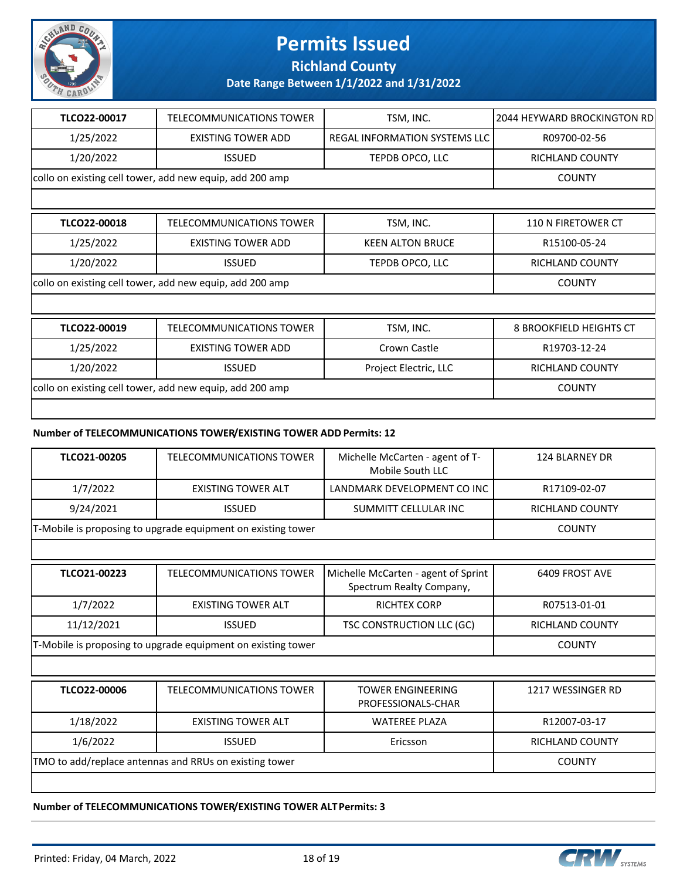# Permits Issued

**Richland County**

**Date Range Between 1/1/2022 and 1/31/2022**

| TLCO22-00017 | TELECOMMUNICATIONS TOWER | TSM, INC. | 2044 HEYWARD BROCKINGTON RD |
|---|---|---|---|
| 1/25/2022 | EXISTING TOWER ADD | REGAL INFORMATION SYSTEMS LLC | R09700-02-56 |
| 1/20/2022 | ISSUED | TEPDB OPCO, LLC | RICHLAND COUNTY |
| collo on existing cell tower, add new equip, add 200 amp | | | COUNTY |

| TLCO22-00018 | TELECOMMUNICATIONS TOWER | TSM, INC. | 110 N FIRETOWER CT |
|---|---|---|---|
| 1/25/2022 | EXISTING TOWER ADD | KEEN ALTON BRUCE | R15100-05-24 |
| 1/20/2022 | ISSUED | TEPDB OPCO, LLC | RICHLAND COUNTY |
| collo on existing cell tower, add new equip, add 200 amp | | | COUNTY |

| TLCO22-00019 | TELECOMMUNICATIONS TOWER | TSM, INC. | 8 BROOKFIELD HEIGHTS CT |
|---|---|---|---|
| 1/25/2022 | EXISTING TOWER ADD | Crown Castle | R19703-12-24 |
| 1/20/2022 | ISSUED | Project Electric, LLC | RICHLAND COUNTY |
| collo on existing cell tower, add new equip, add 200 amp | | | COUNTY |

**Number of TELECOMMUNICATIONS TOWER/EXISTING TOWER ADD Permits: 12**

| TLCO21-00205 | TELECOMMUNICATIONS TOWER | Michelle McCarten - agent of T-Mobile South LLC | 124 BLARNEY DR |
|---|---|---|---|
| 1/7/2022 | EXISTING TOWER ALT | LANDMARK DEVELOPMENT CO INC | R17109-02-07 |
| 9/24/2021 | ISSUED | SUMMITT CELLULAR INC | RICHLAND COUNTY |
| T-Mobile is proposing to upgrade equipment on existing tower | | | COUNTY |

| TLCO21-00223 | TELECOMMUNICATIONS TOWER | Michelle McCarten - agent of Sprint Spectrum Realty Company, | 6409 FROST AVE |
|---|---|---|---|
| 1/7/2022 | EXISTING TOWER ALT | RICHTEX CORP | R07513-01-01 |
| 11/12/2021 | ISSUED | TSC CONSTRUCTION LLC (GC) | RICHLAND COUNTY |
| T-Mobile is proposing to upgrade equipment on existing tower | | | COUNTY |

| TLCO22-00006 | TELECOMMUNICATIONS TOWER | TOWER ENGINEERING PROFESSIONALS-CHAR | 1217 WESSINGER RD |
|---|---|---|---|
| 1/18/2022 | EXISTING TOWER ALT | WATEREE PLAZA | R12007-03-17 |
| 1/6/2022 | ISSUED | Ericsson | RICHLAND COUNTY |
| TMO to add/replace antennas and RRUs on existing tower | | | COUNTY |

**Number of TELECOMMUNICATIONS TOWER/EXISTING TOWER ALT Permits: 3**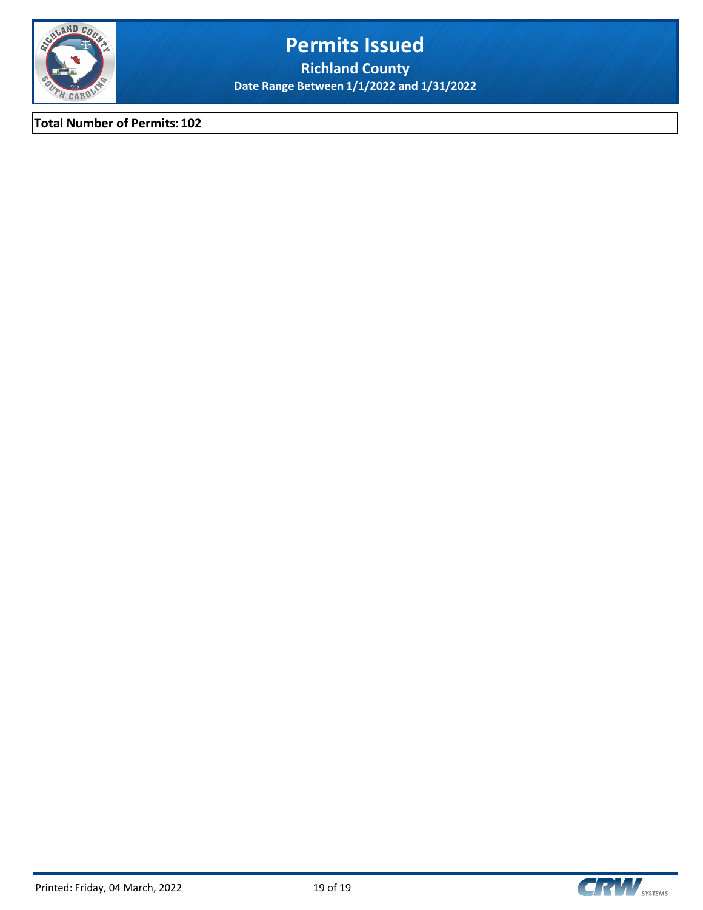# Permits Issued

**Richland County**

**Date Range Between 1/1/2022 and 1/31/2022**

**Total Number of Permits: 102**